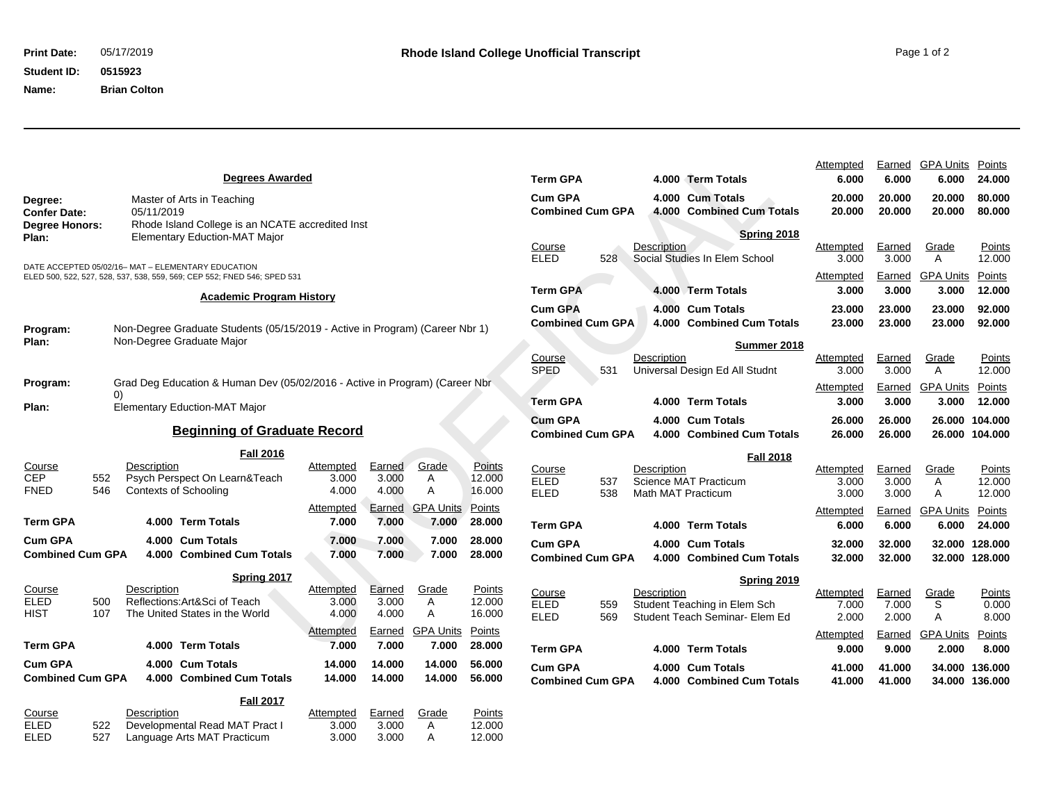**Rhode Island College Unofficial Transcript**

**Print Date:** 05/17/2019
**Student ID:** 0515923
**Name:** Brian Colton

## Degrees Awarded

**Degree:** Master of Arts in Teaching
**Confer Date:** 05/11/2019
**Degree Honors:** Rhode Island College is an NCATE accredited Inst
**Plan:** Elementary Eduction-MAT Major

DATE ACCEPTED 05/02/16– MAT – ELEMENTARY EDUCATION
ELED 500, 522, 527, 528, 537, 538, 559, 569; CEP 552; FNED 546; SPED 531

## Academic Program History

**Program:** Non-Degree Graduate Students (05/15/2019 - Active in Program) (Career Nbr 1)
**Plan:** Non-Degree Graduate Major

**Program:** Grad Deg Education & Human Dev (05/02/2016 - Active in Program) (Career Nbr 0)
**Plan:** Elementary Eduction-MAT Major

## Beginning of Graduate Record

### Fall 2016

| Course | | Description | Attempted | Earned | Grade | Points |
|---|---|---|---|---|---|---|
| CEP | 552 | Psych Perspect On Learn&Teach | 3.000 | 3.000 | A | 12.000 |
| FNED | 546 | Contexts of Schooling | 4.000 | 4.000 | A | 16.000 |

| | GPA | | Attempted | Earned | GPA Units | Points |
|---|---|---|---|---|---|---|
| **Term GPA** | **4.000** | **Term Totals** | **7.000** | **7.000** | **7.000** | **28.000** |
| **Cum GPA** | **4.000** | **Cum Totals** | **7.000** | **7.000** | **7.000** | **28.000** |
| **Combined Cum GPA** | **4.000** | **Combined Cum Totals** | **7.000** | **7.000** | **7.000** | **28.000** |

### Spring 2017

| Course | | Description | Attempted | Earned | Grade | Points |
|---|---|---|---|---|---|---|
| ELED | 500 | Reflections:Art&Sci of Teach | 3.000 | 3.000 | A | 12.000 |
| HIST | 107 | The United States in the World | 4.000 | 4.000 | A | 16.000 |

| | GPA | | Attempted | Earned | GPA Units | Points |
|---|---|---|---|---|---|---|
| **Term GPA** | **4.000** | **Term Totals** | **7.000** | **7.000** | **7.000** | **28.000** |
| **Cum GPA** | **4.000** | **Cum Totals** | **14.000** | **14.000** | **14.000** | **56.000** |
| **Combined Cum GPA** | **4.000** | **Combined Cum Totals** | **14.000** | **14.000** | **14.000** | **56.000** |

### Fall 2017

| Course | | Description | Attempted | Earned | Grade | Points |
|---|---|---|---|---|---|---|
| ELED | 522 | Developmental Read MAT Pract I | 3.000 | 3.000 | A | 12.000 |
| ELED | 527 | Language Arts MAT Practicum | 3.000 | 3.000 | A | 12.000 |

| | GPA | | Attempted | Earned | GPA Units | Points |
|---|---|---|---|---|---|---|
| **Term GPA** | **4.000** | **Term Totals** | **6.000** | **6.000** | **6.000** | **24.000** |
| **Cum GPA** | **4.000** | **Cum Totals** | **20.000** | **20.000** | **20.000** | **80.000** |
| **Combined Cum GPA** | **4.000** | **Combined Cum Totals** | **20.000** | **20.000** | **20.000** | **80.000** |

### Spring 2018

| Course | | Description | Attempted | Earned | Grade | Points |
|---|---|---|---|---|---|---|
| ELED | 528 | Social Studies In Elem School | 3.000 | 3.000 | A | 12.000 |

| | GPA | | Attempted | Earned | GPA Units | Points |
|---|---|---|---|---|---|---|
| **Term GPA** | **4.000** | **Term Totals** | **3.000** | **3.000** | **3.000** | **12.000** |
| **Cum GPA** | **4.000** | **Cum Totals** | **23.000** | **23.000** | **23.000** | **92.000** |
| **Combined Cum GPA** | **4.000** | **Combined Cum Totals** | **23.000** | **23.000** | **23.000** | **92.000** |

### Summer 2018

| Course | | Description | Attempted | Earned | Grade | Points |
|---|---|---|---|---|---|---|
| SPED | 531 | Universal Design Ed All Studnt | 3.000 | 3.000 | A | 12.000 |

| | GPA | | Attempted | Earned | GPA Units | Points |
|---|---|---|---|---|---|---|
| **Term GPA** | **4.000** | **Term Totals** | **3.000** | **3.000** | **3.000** | **12.000** |
| **Cum GPA** | **4.000** | **Cum Totals** | **26.000** | **26.000** | **26.000** | **104.000** |
| **Combined Cum GPA** | **4.000** | **Combined Cum Totals** | **26.000** | **26.000** | **26.000** | **104.000** |

### Fall 2018

| Course | | Description | Attempted | Earned | Grade | Points |
|---|---|---|---|---|---|---|
| ELED | 537 | Science MAT Practicum | 3.000 | 3.000 | A | 12.000 |
| ELED | 538 | Math MAT Practicum | 3.000 | 3.000 | A | 12.000 |

| | GPA | | Attempted | Earned | GPA Units | Points |
|---|---|---|---|---|---|---|
| **Term GPA** | **4.000** | **Term Totals** | **6.000** | **6.000** | **6.000** | **24.000** |
| **Cum GPA** | **4.000** | **Cum Totals** | **32.000** | **32.000** | **32.000** | **128.000** |
| **Combined Cum GPA** | **4.000** | **Combined Cum Totals** | **32.000** | **32.000** | **32.000** | **128.000** |

### Spring 2019

| Course | | Description | Attempted | Earned | Grade | Points |
|---|---|---|---|---|---|---|
| ELED | 559 | Student Teaching in Elem Sch | 7.000 | 7.000 | S | 0.000 |
| ELED | 569 | Student Teach Seminar- Elem Ed | 2.000 | 2.000 | A | 8.000 |

| | GPA | | Attempted | Earned | GPA Units | Points |
|---|---|---|---|---|---|---|
| **Term GPA** | **4.000** | **Term Totals** | **9.000** | **9.000** | **2.000** | **8.000** |
| **Cum GPA** | **4.000** | **Cum Totals** | **41.000** | **41.000** | **34.000** | **136.000** |
| **Combined Cum GPA** | **4.000** | **Combined Cum Totals** | **41.000** | **41.000** | **34.000** | **136.000** |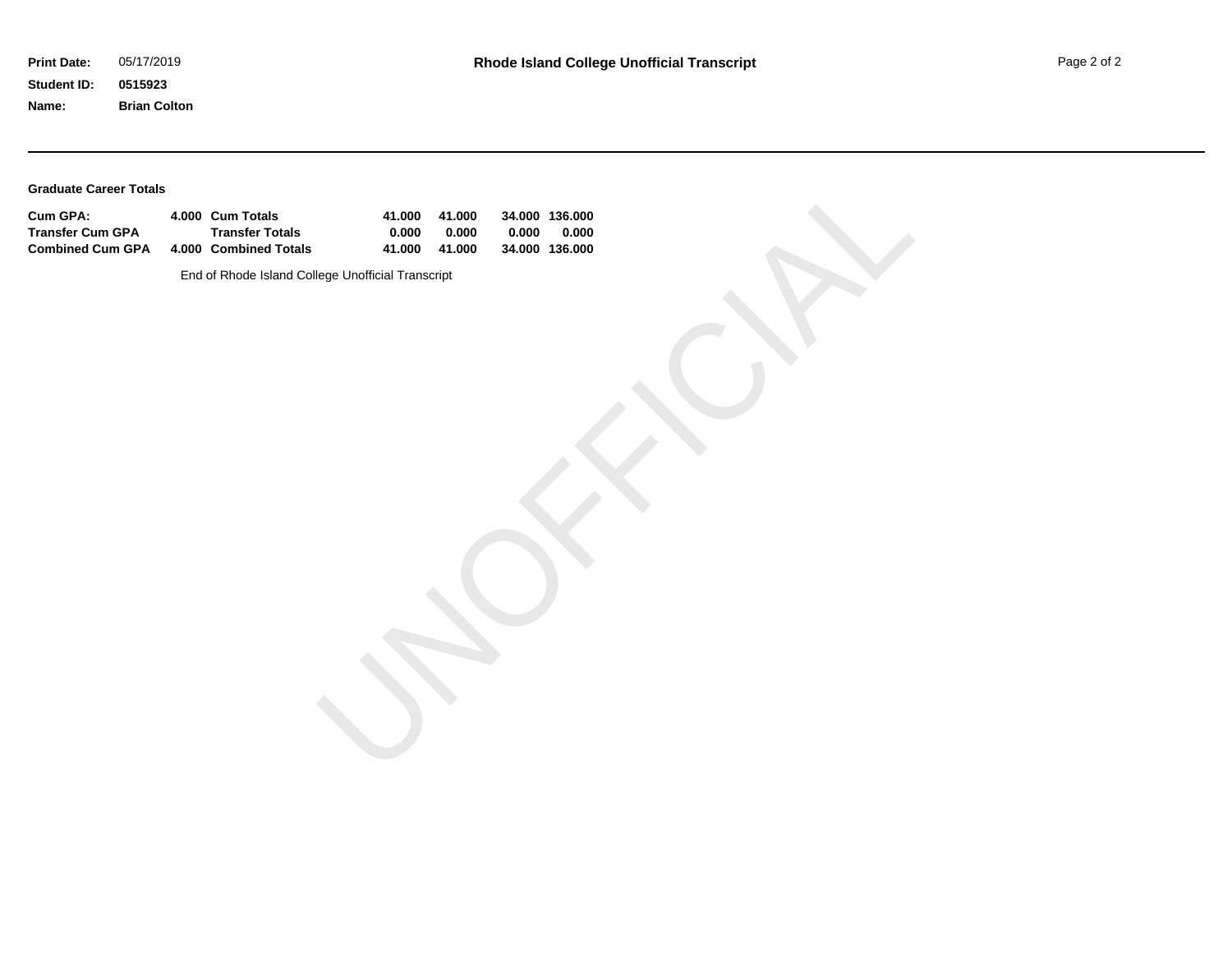**Print Date:** 05/17/2019
**Student ID:** 0515923
**Name:** Brian Colton

**Rhode Island College Unofficial Transcript**

---

**Graduate Career Totals**

| | | | | | | |
|---|---|---|---|---|---|---|
| **Cum GPA:** | **4.000** | **Cum Totals** | **41.000** | **41.000** | **34.000** | **136.000** |
| **Transfer Cum GPA** | | **Transfer Totals** | **0.000** | **0.000** | **0.000** | **0.000** |
| **Combined Cum GPA** | **4.000** | **Combined Totals** | **41.000** | **41.000** | **34.000** | **136.000** |

End of Rhode Island College Unofficial Transcript

UNOFFICIAL